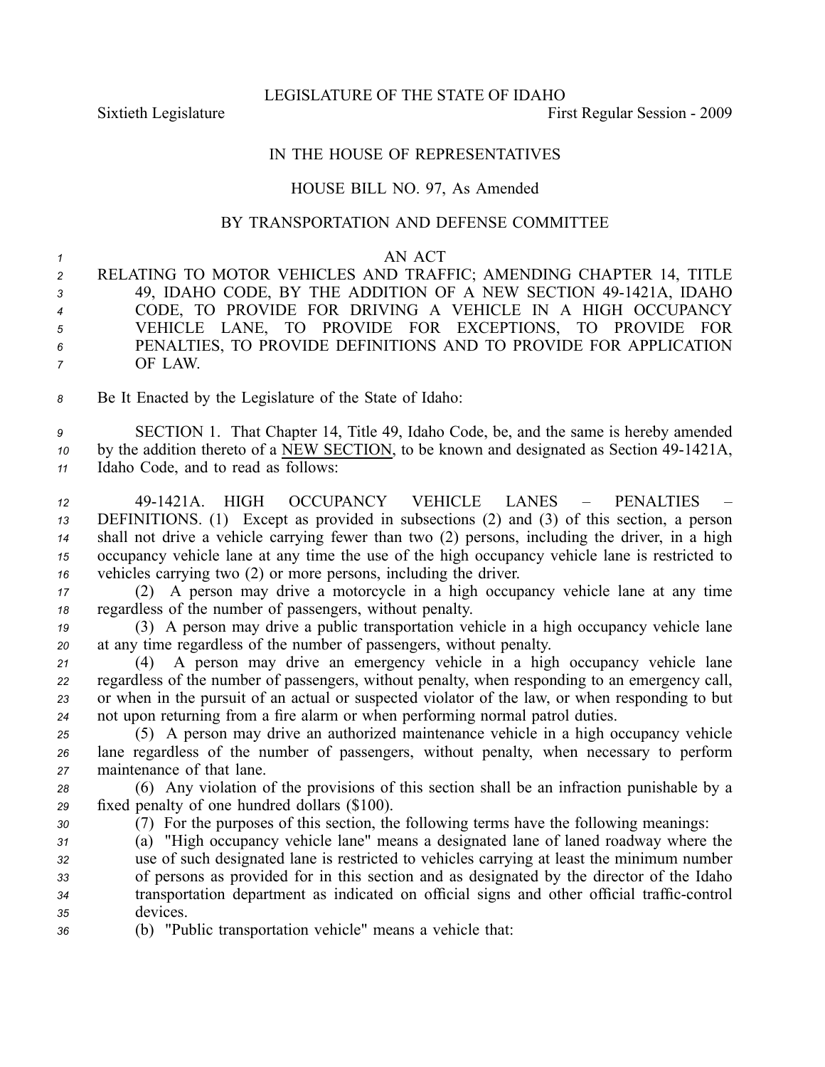LEGISLATURE OF THE STATE OF IDAHO

Sixtieth Legislature First Regular Session - 2009

IN THE HOUSE OF REPRESENTATIVES

HOUSE BILL NO. 97, As Amended

BY TRANSPORTATION AND DEFENSE COMMITTEE

AN ACT

RELATING TO MOTOR VEHICLES AND TRAFFIC; AMENDING CHAPTER 14, TITLE 49, IDAHO CODE, BY THE ADDITION OF A NEW SECTION 49-1421A, IDAHO CODE, TO PROVIDE FOR DRIVING A VEHICLE IN A HIGH OCCUPANCY VEHICLE LANE, TO PROVIDE FOR EXCEPTIONS, TO PROVIDE FOR PENALTIES, TO PROVIDE DEFINITIONS AND TO PROVIDE FOR APPLICATION OF LAW.

Be It Enacted by the Legislature of the State of Idaho:

SECTION 1. That Chapter 14, Title 49, Idaho Code, be, and the same is hereby amended by the addition thereto of a NEW SECTION, to be known and designated as Section 49-1421A, Idaho Code, and to read as follows:

49-1421A. HIGH OCCUPANCY VEHICLE LANES – PENALTIES – DEFINITIONS. (1) Except as provided in subsections (2) and (3) of this section, a person shall not drive a vehicle carrying fewer than two (2) persons, including the driver, in a high occupancy vehicle lane at any time the use of the high occupancy vehicle lane is restricted to vehicles carrying two (2) or more persons, including the driver.

(2) A person may drive a motorcycle in a high occupancy vehicle lane at any time regardless of the number of passengers, without penalty.

(3) A person may drive a public transportation vehicle in a high occupancy vehicle lane at any time regardless of the number of passengers, without penalty.

(4) A person may drive an emergency vehicle in a high occupancy vehicle lane regardless of the number of passengers, without penalty, when responding to an emergency call, or when in the pursuit of an actual or suspected violator of the law, or when responding to but not upon returning from a fire alarm or when performing normal patrol duties.

(5) A person may drive an authorized maintenance vehicle in a high occupancy vehicle lane regardless of the number of passengers, without penalty, when necessary to perform maintenance of that lane.

(6) Any violation of the provisions of this section shall be an infraction punishable by a fixed penalty of one hundred dollars ($100).

(7) For the purposes of this section, the following terms have the following meanings:

(a) "High occupancy vehicle lane" means a designated lane of laned roadway where the use of such designated lane is restricted to vehicles carrying at least the minimum number of persons as provided for in this section and as designated by the director of the Idaho transportation department as indicated on official signs and other official traffic-control devices.

(b) "Public transportation vehicle" means a vehicle that: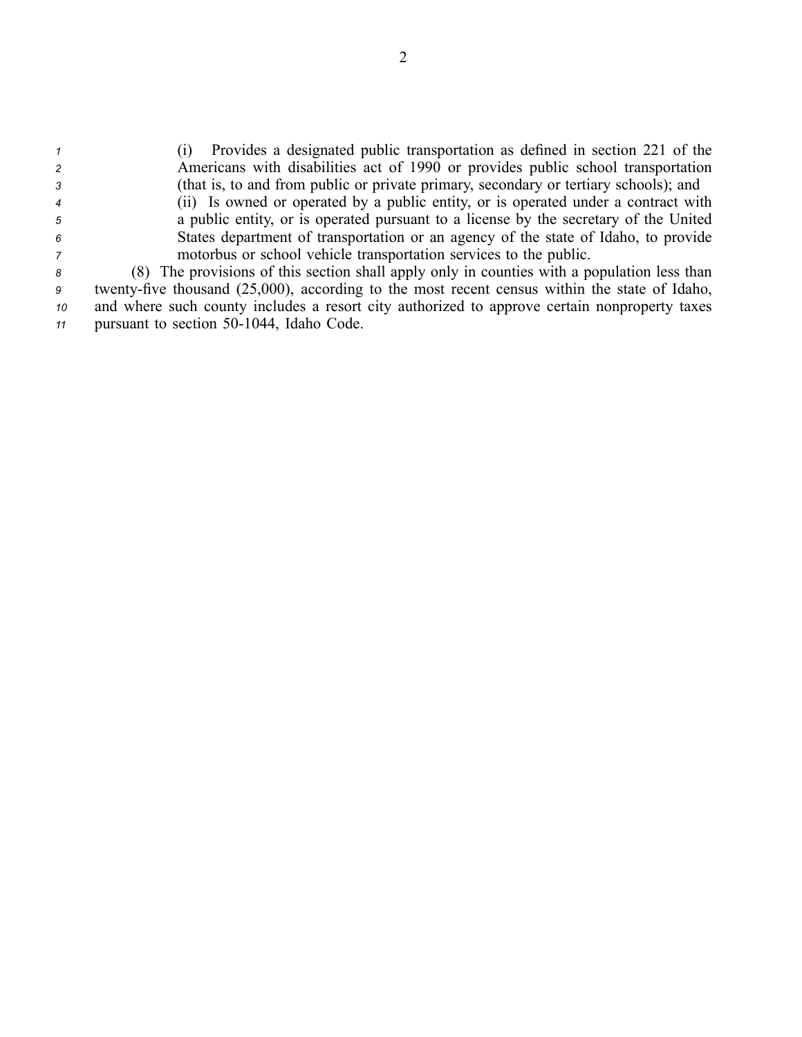(i) Provides a designated public transportation as defined in section 221 of the Americans with disabilities act of 1990 or provides public school transportation (that is, to and from public or private primary, secondary or tertiary schools); and

(ii) Is owned or operated by a public entity, or is operated under a contract with a public entity, or is operated pursuant to a license by the secretary of the United States department of transportation or an agency of the state of Idaho, to provide motorbus or school vehicle transportation services to the public.

(8) The provisions of this section shall apply only in counties with a population less than twenty-five thousand (25,000), according to the most recent census within the state of Idaho, and where such county includes a resort city authorized to approve certain nonproperty taxes pursuant to section 50-1044, Idaho Code.